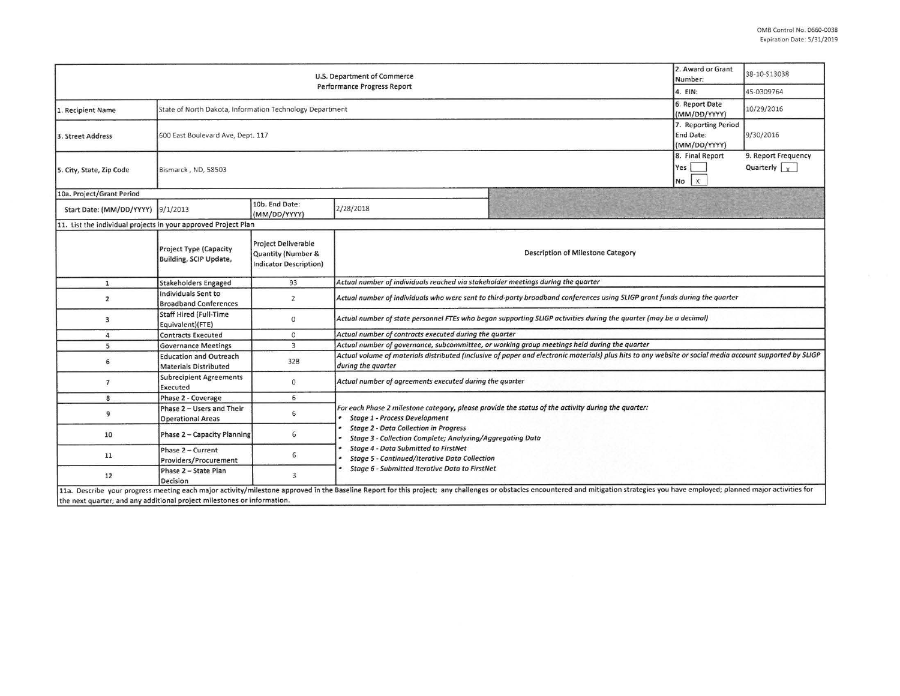OMB Control No. 0660-0038
Expiration Date: 5/31/2019

| U.S. Department of Commerce Performance Progress Report | | | | 2. Award or Grant Number: | 38-10-S13038 |
|---|---|---|---|---|---|
| | | | | 4. EIN: | 45-0309764 |
| 1. Recipient Name | State of North Dakota, Information Technology Department | | | 6. Report Date (MM/DD/YYYY) | 10/29/2016 |
| 3. Street Address | 600 East Boulevard Ave, Dept. 117 | | | 7. Reporting Period End Date: (MM/DD/YYYY) | 9/30/2016 |
| 5. City, State, Zip Code | Bismarck , ND, 58503 | | | 8. Final Report Yes [ ] No [x] | 9. Report Frequency Quarterly [x] |
| 10a. Project/Grant Period | | | | | |
| Start Date: (MM/DD/YYYY) | 9/1/2013 | 10b. End Date: (MM/DD/YYYY) | 2/28/2018 | | |

11. List the individual projects in your approved Project Plan

| | Project Type (Capacity Building, SCIP Update, | Project Deliverable Quantity (Number & Indicator Description) | Description of Milestone Category |
|---|---|---|---|
| 1 | Stakeholders Engaged | 93 | *Actual number of individuals reached via stakeholder meetings during the quarter* |
| 2 | Individuals Sent to Broadband Conferences | 2 | *Actual number of individuals who were sent to third-party broadband conferences using SLIGP grant funds during the quarter* |
| 3 | Staff Hired (Full-Time Equivalent)(FTE) | 0 | *Actual number of state personnel FTEs who began supporting SLIGP activities during the quarter (may be a decimal)* |
| 4 | Contracts Executed | 0 | *Actual number of contracts executed during the quarter* |
| 5 | Governance Meetings | 3 | *Actual number of governance, subcommittee, or working group meetings held during the quarter* |
| 6 | Education and Outreach Materials Distributed | 328 | *Actual volume of materials distributed (inclusive of paper and electronic materials) plus hits to any website or social media account supported by SLIGP during the quarter* |
| 7 | Subrecipient Agreements Executed | 0 | *Actual number of agreements executed during the quarter* |
| 8 | Phase 2 - Coverage | 6 | *For each Phase 2 milestone category, please provide the status of the activity during the quarter:* • *Stage 1 - Process Development* • *Stage 2 - Data Collection in Progress* • *Stage 3 - Collection Complete; Analyzing/Aggregating Data* • *Stage 4 - Data Submitted to FirstNet* • *Stage 5 - Continued/Iterative Data Collection* • *Stage 6 - Submitted Iterative Data to FirstNet* |
| 9 | Phase 2 – Users and Their Operational Areas | 6 | |
| 10 | Phase 2 – Capacity Planning | 6 | |
| 11 | Phase 2 – Current Providers/Procurement | 6 | |
| 12 | Phase 2 – State Plan Decision | 3 | |

11a. Describe your progress meeting each major activity/milestone approved in the Baseline Report for this project; any challenges or obstacles encountered and mitigation strategies you have employed; planned major activities for the next quarter; and any additional project milestones or information.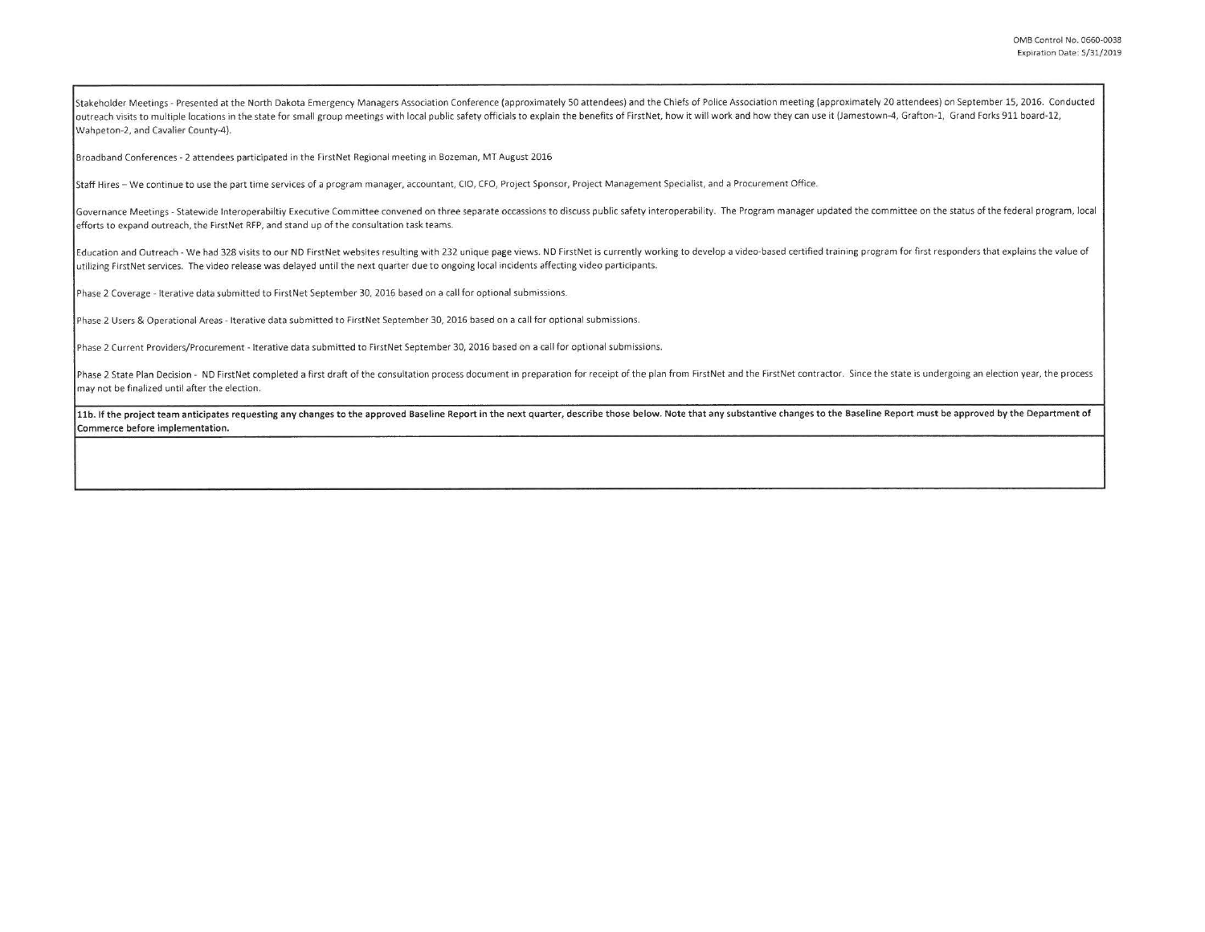Stakeholder Meetings - Presented at the North Dakota Emergency Managers Association Conference (approximately 50 attendees) and the Chiefs of Police Association meeting (approximately 20 attendees) on September 15, 2016. Conducted outreach visits to multiple locations in the state for small group meetings with local public safety officials to explain the benefits of FirstNet, how it will work and how they can use it (Jamestown-4, Grafton-1, Grand Forks 911 board-12, Wahpeton-2, and Cavalier County-4).

Broadband Conferences - 2 attendees participated in the FirstNet Regional meeting in Bozeman, MT August 2016

Staff Hires – We continue to use the part time services of a program manager, accountant, CIO, CFO, Project Sponsor, Project Management Specialist, and a Procurement Office.

Governance Meetings - Statewide Interoperabiltiy Executive Committee convened on three separate occassions to discuss public safety interoperability. The Program manager updated the committee on the status of the federal program, local efforts to expand outreach, the FirstNet RFP, and stand up of the consultation task teams.

Education and Outreach - We had 328 visits to our ND FirstNet websites resulting with 232 unique page views. ND FirstNet is currently working to develop a video-based certified training program for first responders that explains the value of utilizing FirstNet services. The video release was delayed until the next quarter due to ongoing local incidents affecting video participants.

Phase 2 Coverage - Iterative data submitted to FirstNet September 30, 2016 based on a call for optional submissions.

Phase 2 Users & Operational Areas - Iterative data submitted to FirstNet September 30, 2016 based on a call for optional submissions.

Phase 2 Current Providers/Procurement - Iterative data submitted to FirstNet September 30, 2016 based on a call for optional submissions.

Phase 2 State Plan Decision - ND FirstNet completed a first draft of the consultation process document in preparation for receipt of the plan from FirstNet and the FirstNet contractor. Since the state is undergoing an election year, the process may not be finalized until after the election.

**11b. If the project team anticipates requesting any changes to the approved Baseline Report in the next quarter, describe those below. Note that any substantive changes to the Baseline Report must be approved by the Department of Commerce before implementation.**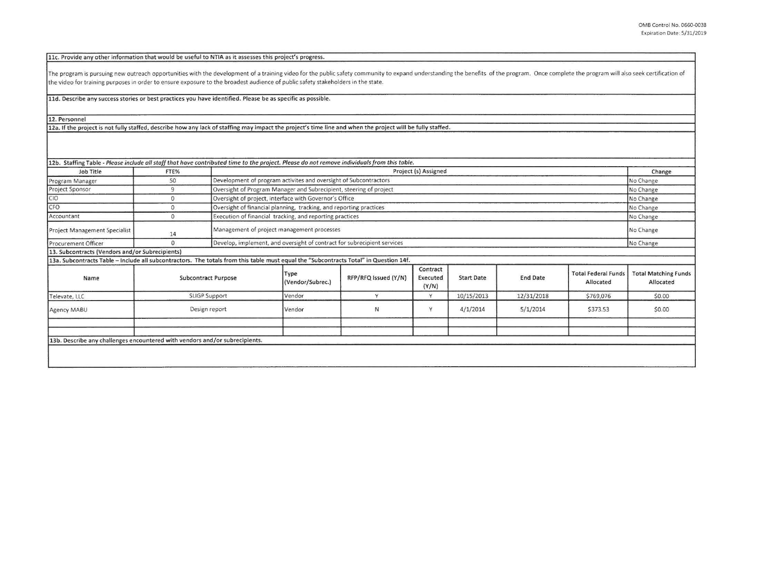**11c. Provide any other information that would be useful to NTIA as it assesses this project's progress.**

The program is pursuing new outreach opportunities with the development of a training video for the public safety community to expand understanding the benefits of the program. Once complete the program will also seek certification of the video for training purposes in order to ensure exposure to the broadest audience of public safety stakeholders in the state.

**11d. Describe any success stories or best practices you have identified. Please be as specific as possible.**

**12. Personnel**

**12a. If the project is not fully staffed, describe how any lack of staffing may impact the project's time line and when the project will be fully staffed.**

**12b. Staffing Table** - *Please include all staff that have contributed time to the project. Please do not remove individuals from this table.*

| Job Title | FTE% | Project (s) Assigned | Change |
|---|---|---|---|
| Program Manager | 50 | Development of program activites and oversight of Subcontractors | No Change |
| Project Sponsor | 9 | Oversight of Program Manager and Subrecipient, steering of project | No Change |
| CIO | 0 | Oversight of project, interface with Governor's Office | No Change |
| CFO | 0 | Oversight of financial planning, tracking, and reporting practices | No Change |
| Accountant | 0 | Execution of financial tracking, and reporting practices | No Change |
| Project Management Specialist | 14 | Management of project management processes | No Change |
| Procurement Officer | 0 | Develop, implement, and oversight of contract for subrecipient services | No Change |

**13. Subcontracts (Vendors and/or Subrecipients)**

**13a. Subcontracts Table – Include all subcontractors. The totals from this table must equal the "Subcontracts Total" in Question 14f.**

| Name | Subcontract Purpose | Type (Vendor/Subrec.) | RFP/RFQ Issued (Y/N) | Contract Executed (Y/N) | Start Date | End Date | Total Federal Funds Allocated | Total Matching Funds Allocated |
|---|---|---|---|---|---|---|---|---|
| Televate, LLC | SLIGP Support | Vendor | Y | Y | 10/15/2013 | 12/31/2018 | $769,076 | $0.00 |
| Agency MABU | Design report | Vendor | N | Y | 4/1/2014 | 5/1/2014 | $373.53 | $0.00 |
| | | | | | | | | |
| | | | | | | | | |

**13b. Describe any challenges encountered with vendors and/or subrecipients.**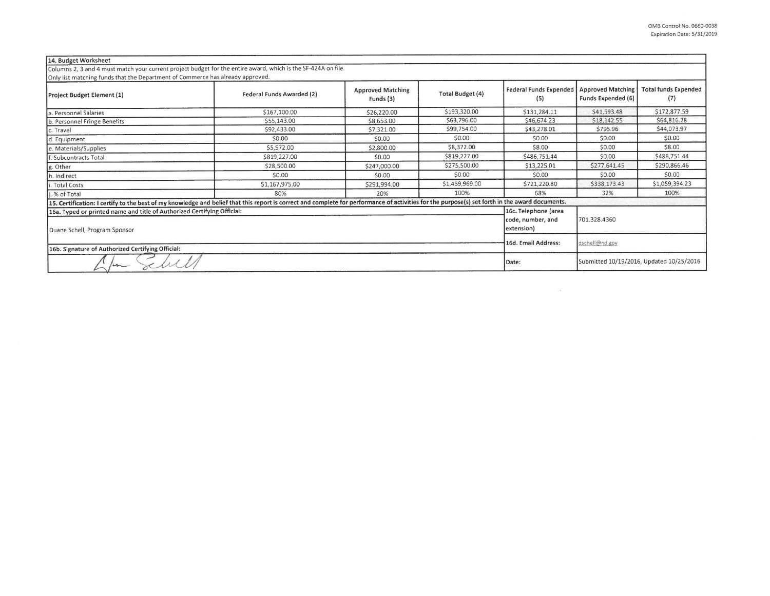OMB Control No. 0660-0038
Expiration Date: 5/31/2019

| 14. Budget Worksheet | | | | | | |
|---|---|---|---|---|---|---|
| Columns 2, 3 and 4 must match your current project budget for the entire award, which is the SF-424A on file. Only list matching funds that the Department of Commerce has already approved. | | | | | | |
| Project Budget Element (1) | Federal Funds Awarded (2) | Approved Matching Funds (3) | Total Budget (4) | Federal Funds Expended (5) | Approved Matching Funds Expended (6) | Total funds Expended (7) |
| a. Personnel Salaries | $167,100.00 | $26,220.00 | $193,320.00 | $131,284.11 | $41,593.48 | $172,877.59 |
| b. Personnel Fringe Benefits | $55,143.00 | $8,653.00 | $63,796.00 | $46,674.23 | $18,142.55 | $64,816.78 |
| c. Travel | $92,433.00 | $7,321.00 | $99,754.00 | $43,278.01 | $795.96 | $44,073.97 |
| d. Equipment | $0.00 | $0.00 | $0.00 | $0.00 | $0.00 | $0.00 |
| e. Materials/Supplies | $5,572.00 | $2,800.00 | $8,372.00 | $8.00 | $0.00 | $8.00 |
| f. Subcontracts Total | $819,227.00 | $0.00 | $819,227.00 | $486,751.44 | $0.00 | $486,751.44 |
| g. Other | $28,500.00 | $247,000.00 | $275,500.00 | $13,225.01 | $277,641.45 | $290,866.46 |
| h. Indirect | $0.00 | $0.00 | $0.00 | $0.00 | $0.00 | $0.00 |
| i. Total Costs | $1,167,975.00 | $291,994.00 | $1,459,969.00 | $721,220.80 | $338,173.43 | $1,059,394.23 |
| j. % of Total | 80% | 20% | 100% | 68% | 32% | 100% |

**15. Certification: I certify to the best of my knowledge and belief that this report is correct and complete for performance of activities for the purpose(s) set forth in the award documents.**

| | | |
|---|---|---|
| **16a. Typed or printed name and title of Authorized Certifying Official:** Duane Schell, Program Sponsor | 16c. Telephone (area code, number, and extension) | 701.328.4360 |
| | 16d. Email Address: | dschell@nd.gov |
| **16b. Signature of Authorized Certifying Official:** [Signature] | Date: | Submitted 10/19/2016, Updated 10/25/2016 |